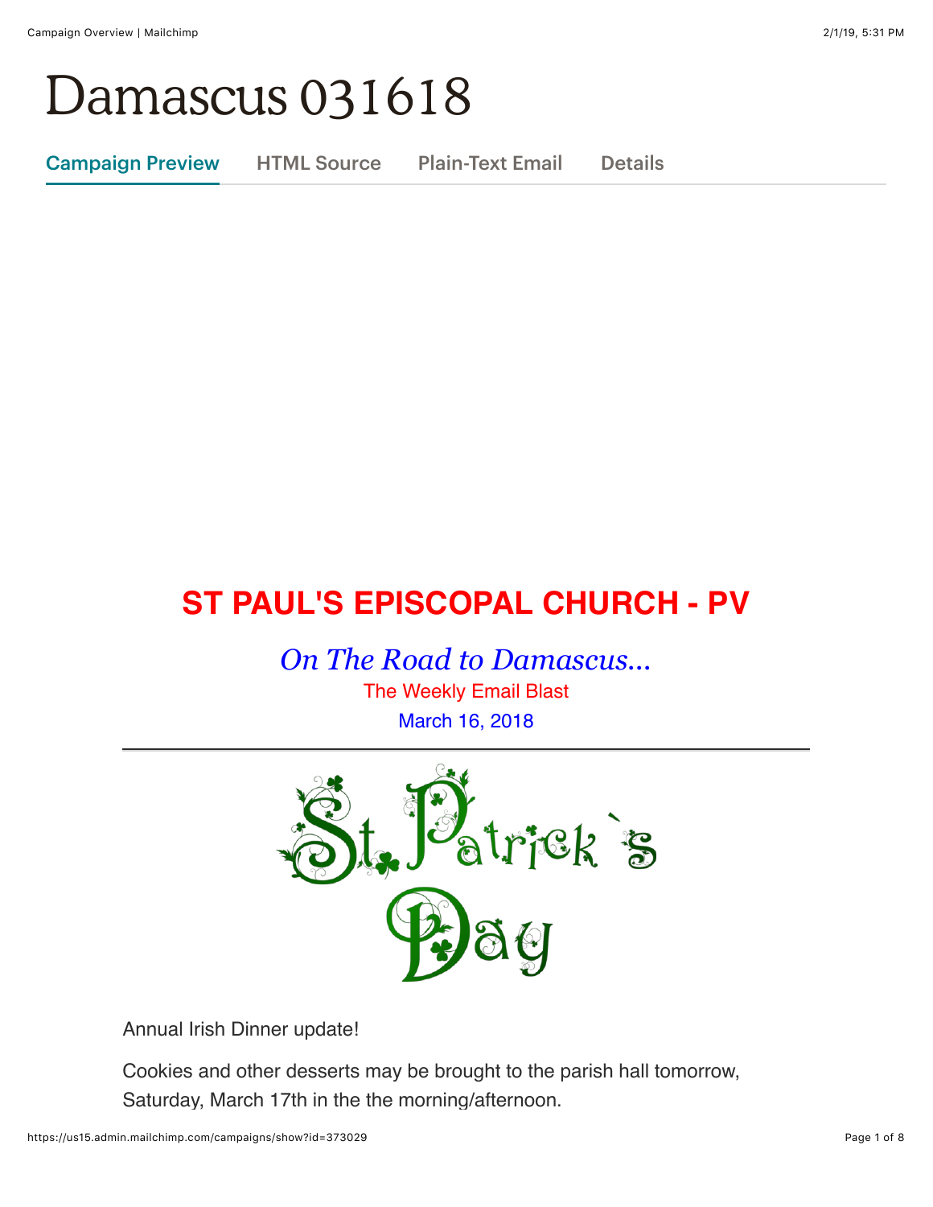# Damascus 031618

Campaign Preview | HTML Source | Plain-Text Email | Details

## ST PAUL'S EPISCOPAL CHURCH - PV

*On The Road to Damascus...*

The Weekly Email Blast

March 16, 2018

---

St. Patrick`s Day

Annual Irish Dinner update!

Cookies and other desserts may be brought to the parish hall tomorrow, Saturday, March 17th in the the morning/afternoon.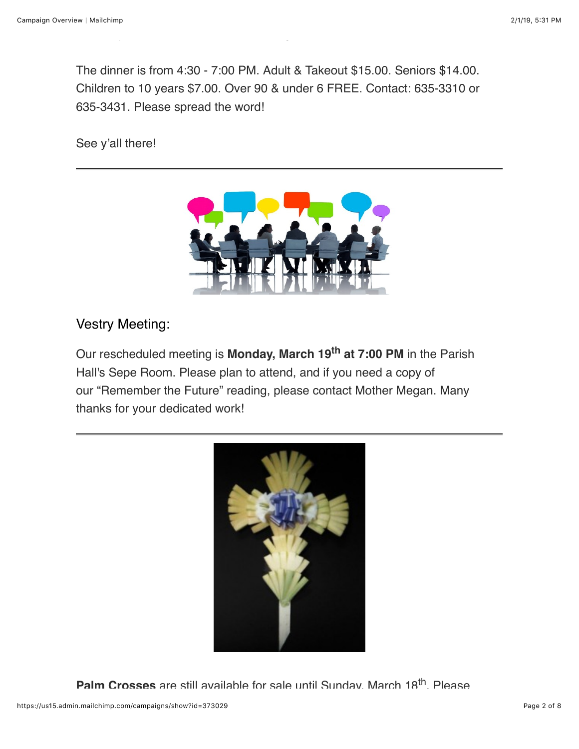The dinner is from 4:30 - 7:00 PM. Adult & Takeout $15.00. Seniors $14.00. Children to 10 years $7.00. Over 90 & under 6 FREE. Contact: 635-3310 or 635-3431. Please spread the word!

See y'all there!

---

## Vestry Meeting:

Our rescheduled meeting is **Monday, March 19th at 7:00 PM** in the Parish Hall's Sepe Room. Please plan to attend, and if you need a copy of our "Remember the Future" reading, please contact Mother Megan. Many thanks for your dedicated work!

---

**Palm Crosses** are still available for sale until Sunday, March 18th. Please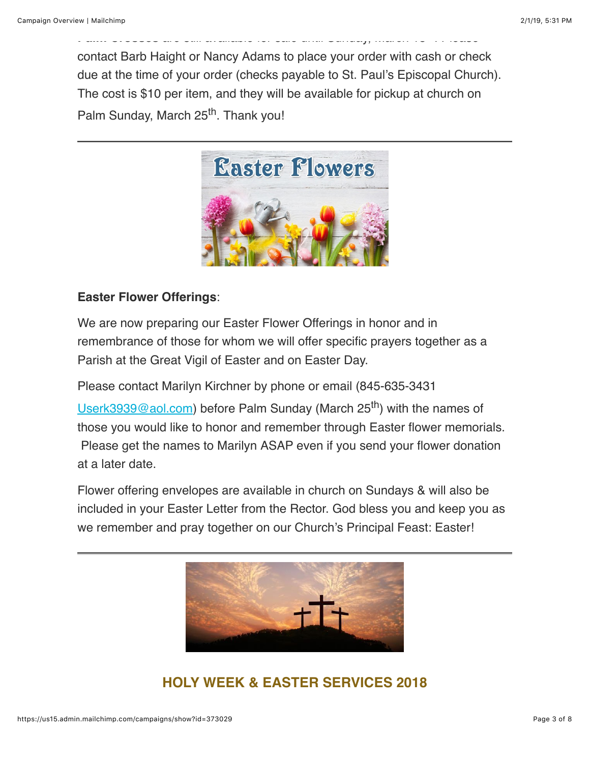contact Barb Haight or Nancy Adams to place your order with cash or check due at the time of your order (checks payable to St. Paul's Episcopal Church). The cost is $10 per item, and they will be available for pickup at church on Palm Sunday, March 25th. Thank you!

---

**Easter Flower Offerings**:

We are now preparing our Easter Flower Offerings in honor and in remembrance of those for whom we will offer specific prayers together as a Parish at the Great Vigil of Easter and on Easter Day.

Please contact Marilyn Kirchner by phone or email (845-635-3431 Userk3939@aol.com) before Palm Sunday (March 25th) with the names of those you would like to honor and remember through Easter flower memorials. Please get the names to Marilyn ASAP even if you send your flower donation at a later date.

Flower offering envelopes are available in church on Sundays & will also be included in your Easter Letter from the Rector. God bless you and keep you as we remember and pray together on our Church's Principal Feast: Easter!

---

## HOLY WEEK & EASTER SERVICES 2018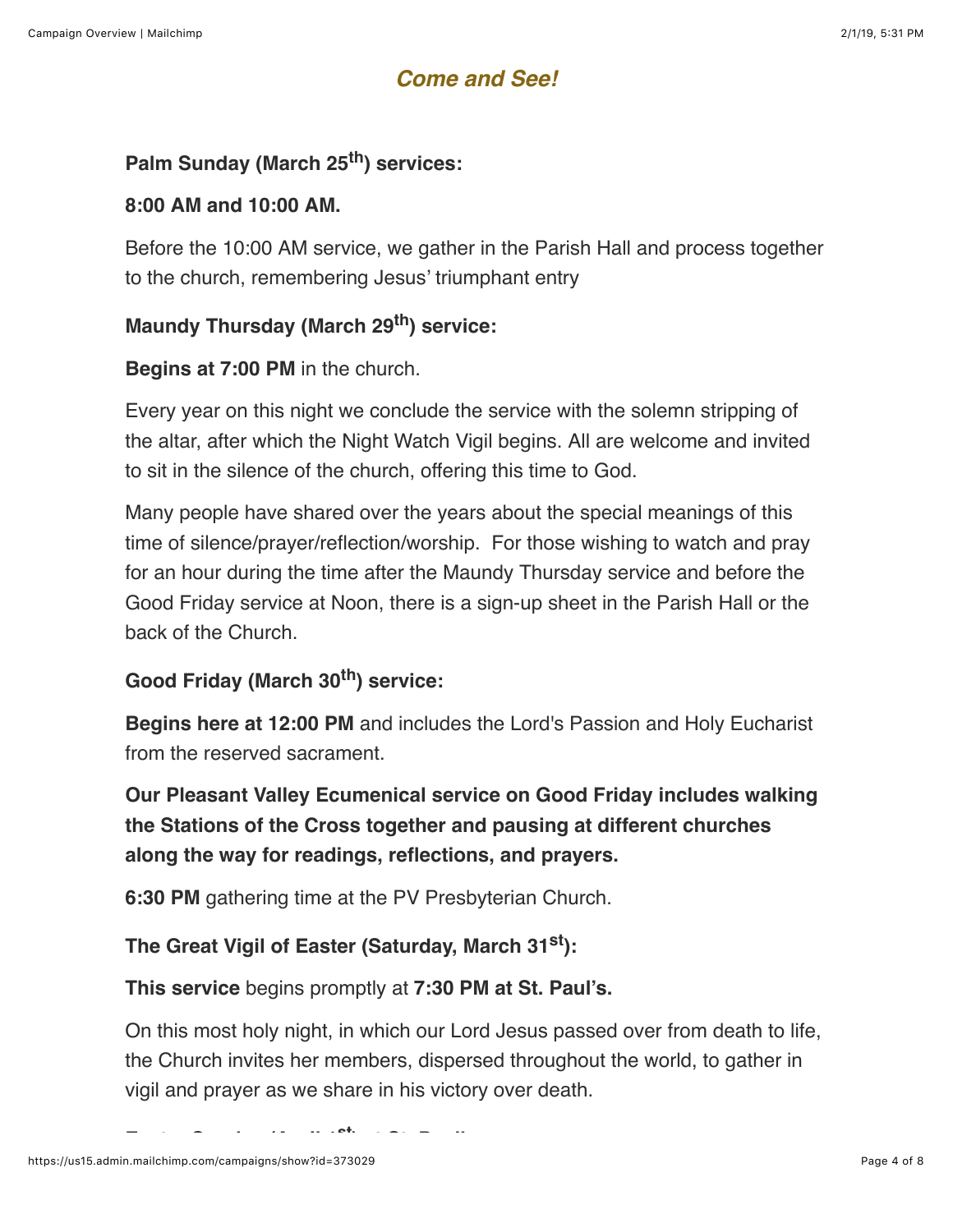## ***Come and See!***

**Palm Sunday (March 25th) services:**

**8:00 AM and 10:00 AM.**

Before the 10:00 AM service, we gather in the Parish Hall and process together to the church, remembering Jesus' triumphant entry

**Maundy Thursday (March 29th) service:**

**Begins at 7:00 PM** in the church.

Every year on this night we conclude the service with the solemn stripping of the altar, after which the Night Watch Vigil begins. All are welcome and invited to sit in the silence of the church, offering this time to God.

Many people have shared over the years about the special meanings of this time of silence/prayer/reflection/worship. For those wishing to watch and pray for an hour during the time after the Maundy Thursday service and before the Good Friday service at Noon, there is a sign-up sheet in the Parish Hall or the back of the Church.

**Good Friday (March 30th) service:**

**Begins here at 12:00 PM** and includes the Lord's Passion and Holy Eucharist from the reserved sacrament.

**Our Pleasant Valley Ecumenical service on Good Friday includes walking the Stations of the Cross together and pausing at different churches along the way for readings, reflections, and prayers.**

**6:30 PM** gathering time at the PV Presbyterian Church.

**The Great Vigil of Easter (Saturday, March 31st):**

**This service** begins promptly at **7:30 PM at St. Paul's.**

On this most holy night, in which our Lord Jesus passed over from death to life, the Church invites her members, dispersed throughout the world, to gather in vigil and prayer as we share in his victory over death.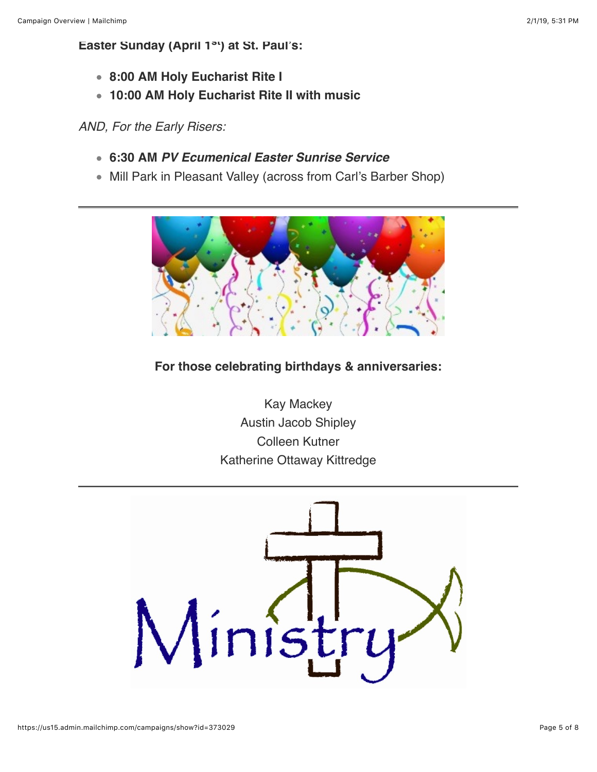**Easter Sunday (April 1st) at St. Paul's:**

- **8:00 AM Holy Eucharist Rite I**
- **10:00 AM Holy Eucharist Rite II with music**

*AND, For the Early Risers:*

- **6:30 AM *PV Ecumenical Easter Sunrise Service***
- Mill Park in Pleasant Valley (across from Carl's Barber Shop)

---

**For those celebrating birthdays & anniversaries:**

Kay Mackey
Austin Jacob Shipley
Colleen Kutner
Katherine Ottaway Kittredge

---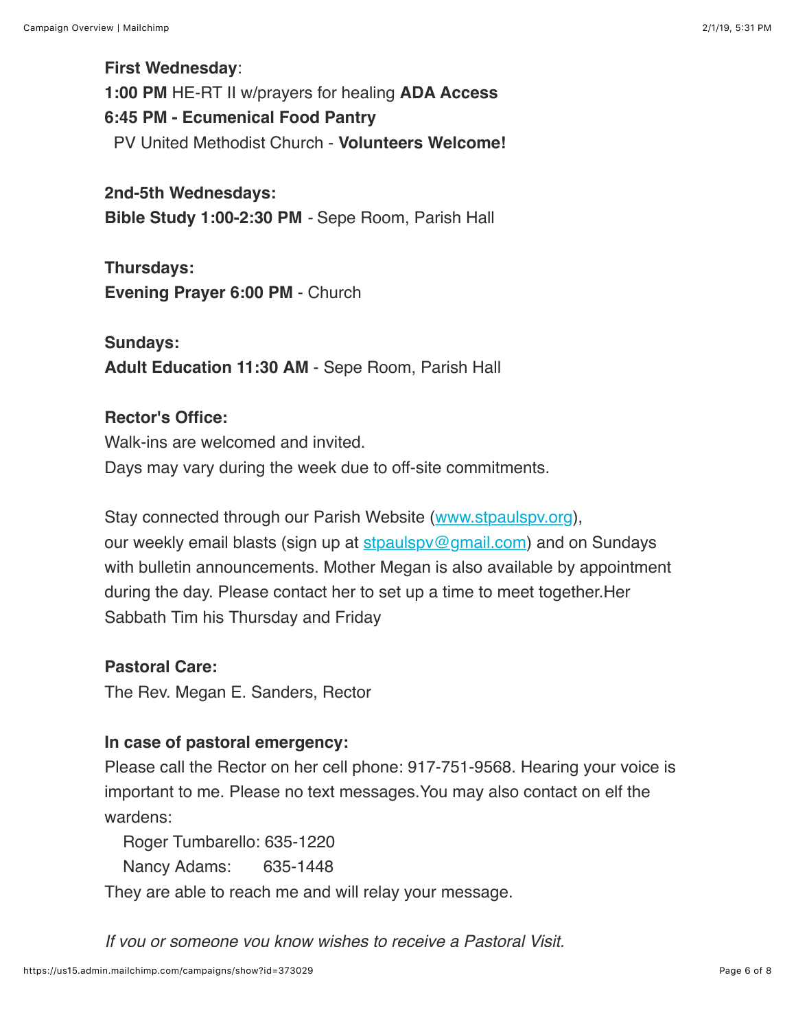**First Wednesday**:
**1:00 PM** HE-RT II w/prayers for healing **ADA Access**
**6:45 PM - Ecumenical Food Pantry**
PV United Methodist Church - **Volunteers Welcome!**

**2nd-5th Wednesdays:**
**Bible Study 1:00-2:30 PM** - Sepe Room, Parish Hall

**Thursdays:**
**Evening Prayer 6:00 PM** - Church

**Sundays:**
**Adult Education 11:30 AM** - Sepe Room, Parish Hall

**Rector's Office:**
Walk-ins are welcomed and invited.
Days may vary during the week due to off-site commitments.

Stay connected through our Parish Website (www.stpaulspv.org), our weekly email blasts (sign up at stpaulspv@gmail.com) and on Sundays with bulletin announcements. Mother Megan is also available by appointment during the day. Please contact her to set up a time to meet together.Her Sabbath Tim his Thursday and Friday

**Pastoral Care:**
The Rev. Megan E. Sanders, Rector

**In case of pastoral emergency:**
Please call the Rector on her cell phone: 917-751-9568. Hearing your voice is important to me. Please no text messages.You may also contact on elf the wardens:
Roger Tumbarello: 635-1220
Nancy Adams: 635-1448
They are able to reach me and will relay your message.

*If you or someone you know wishes to receive a Pastoral Visit.*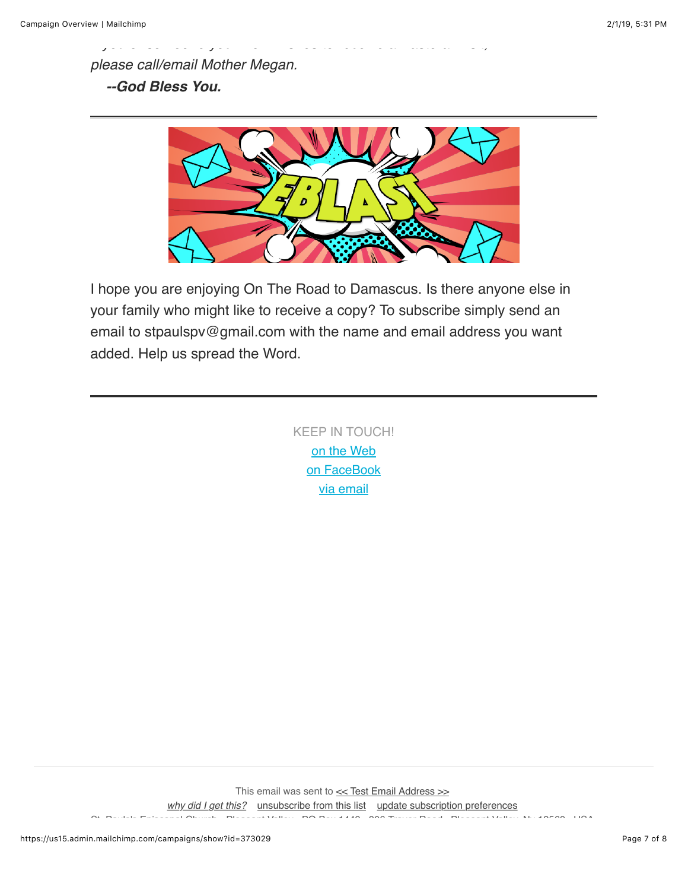*please call/email Mother Megan.*

***--God Bless You.***

---

I hope you are enjoying On The Road to Damascus. Is there anyone else in your family who might like to receive a copy? To subscribe simply send an email to stpaulspv@gmail.com with the name and email address you want added. Help us spread the Word.

---

KEEP IN TOUCH!

on the Web

on FaceBook

via email

This email was sent to << Test Email Address >>

*why did I get this?* unsubscribe from this list update subscription preferences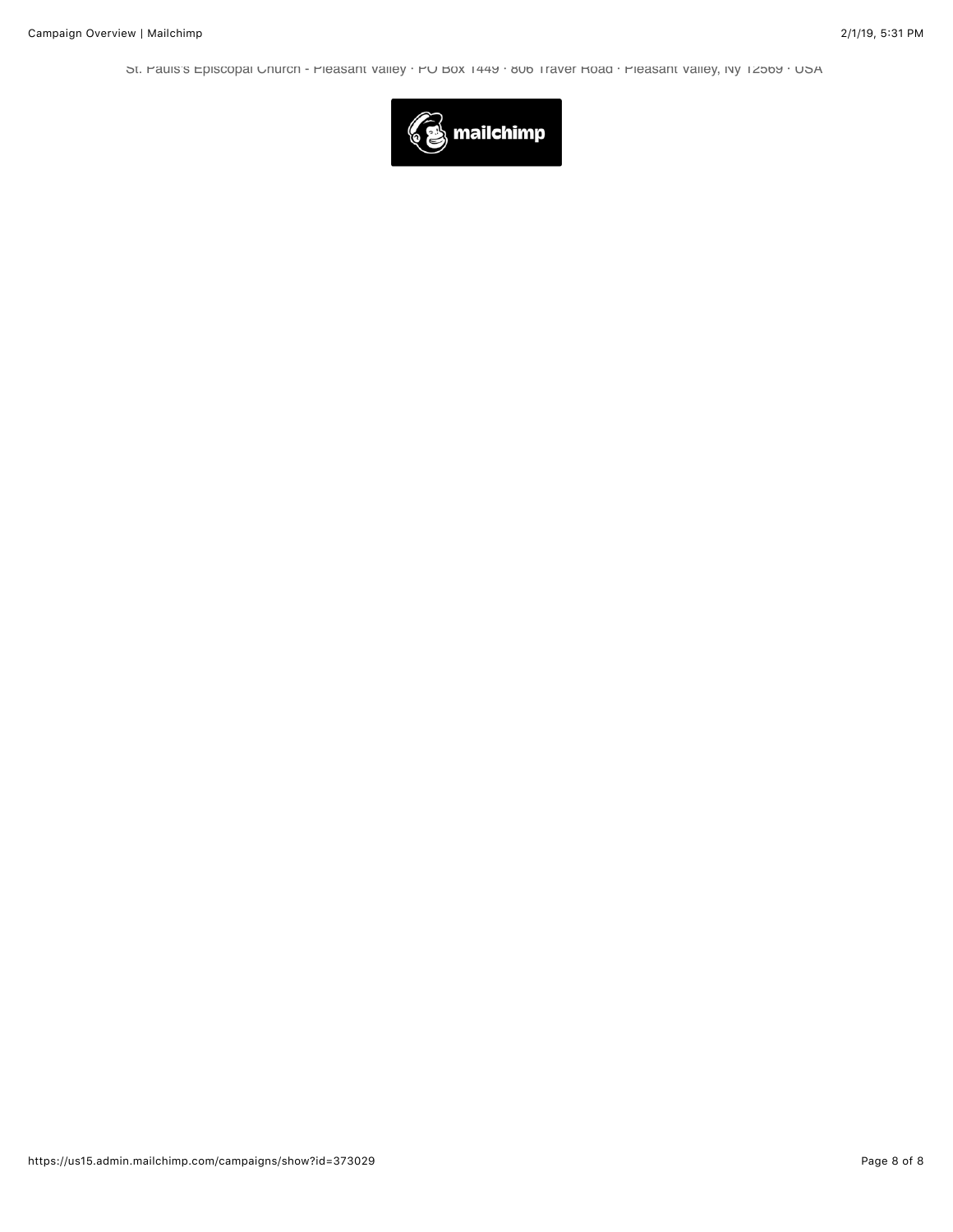St. Pauls's Episcopal Church - Pleasant Valley · PO Box 1449 · 806 Traver Road · Pleasant Valley, Ny 12569 · USA